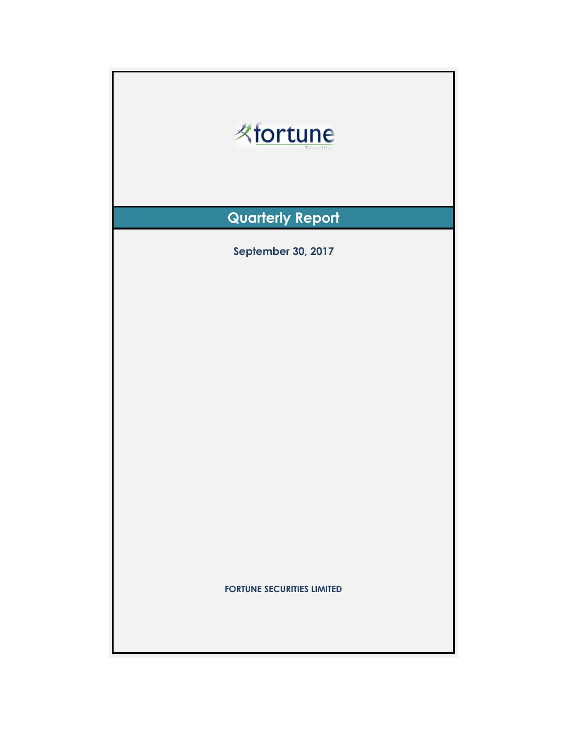fortune
Securities

# Quarterly Report

**September 30, 2017**

**FORTUNE SECURITIES LIMITED**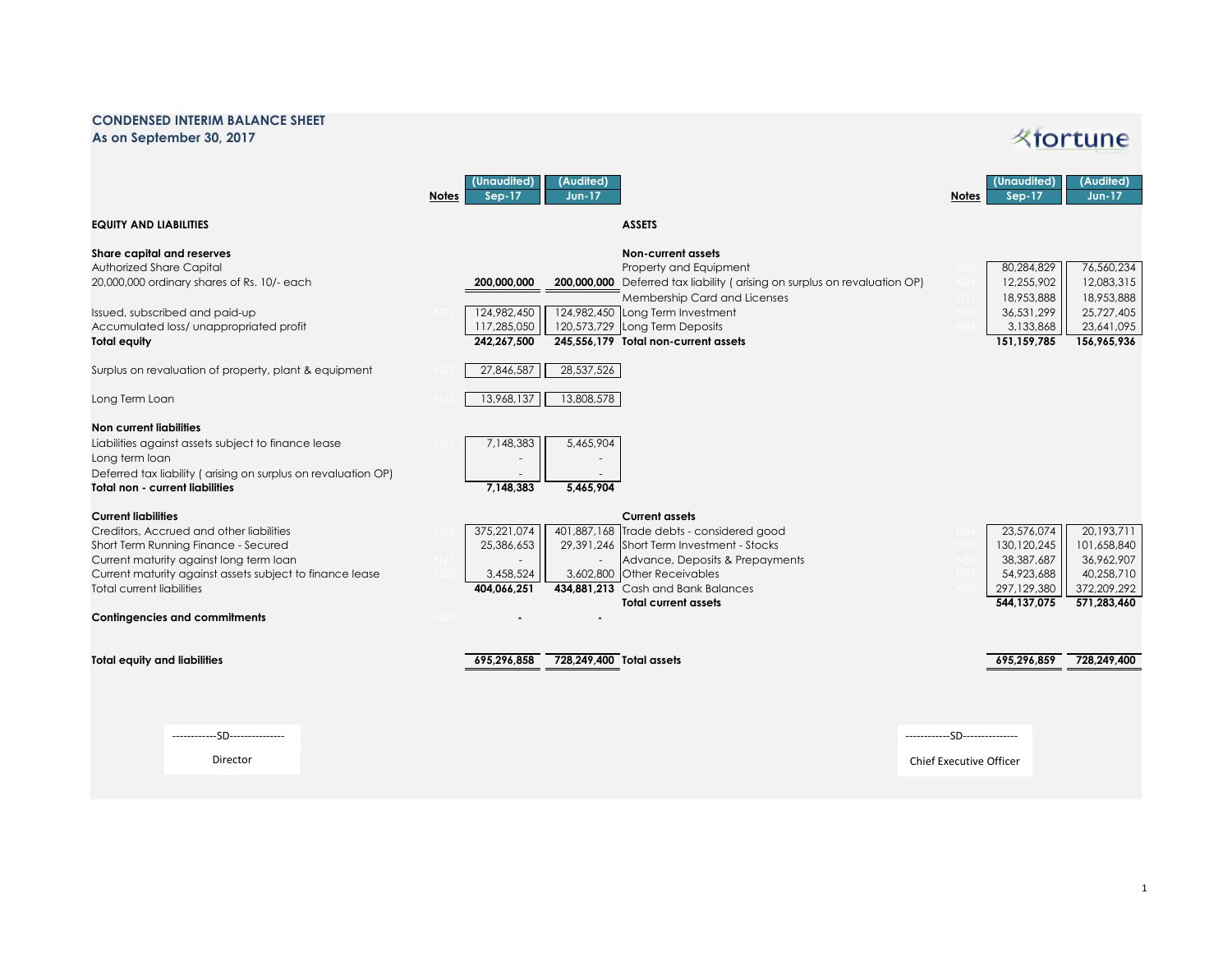## CONDENSED INTERIM BALANCE SHEET

### As on September 30, 2017

| | Notes | (Unaudited) Sep-17 | (Audited) Jun-17 |
|---|---|---|---|
| **EQUITY AND LIABILITIES** | | | |
| **Share capital and reserves** | | | |
| Authorized Share Capital | | | |
| 20,000,000 ordinary shares of Rs. 10/- each | | **200,000,000** | **200,000,000** |
| Issued, subscribed and paid-up | N21 | 124,982,450 | 124,982,450 |
| Accumulated loss/ unappropriated profit | | 117,285,050 | 120,573,729 |
| **Total equity** | | **242,267,500** | **245,556,179** |
| Surplus on revaluation of property, plant & equipment | N22 | 27,846,587 | 28,537,526 |
| Long Term Loan | N25 | 13,968,137 | 13,808,578 |
| **Non current liabilities** | | | |
| Liabilities against assets subject to finance lease | N23 | 7,148,383 | 5,465,904 |
| Long term loan | | - | - |
| Deferred tax liability ( arising on surplus on revaluation OP) | | - | - |
| **Total non - current liabilities** | | **7,148,383** | **5,465,904** |
| **Current liabilities** | | | |
| Creditors, Accrued and other liabilities | N26 | 375,221,074 | 401,887,168 |
| Short Term Running Finance - Secured | | 25,386,653 | 29,391,246 |
| Current maturity against long term loan | N27 | - | - |
| Current maturity against assets subject to finance lease | N28 | 3,458,524 | 3,602,800 |
| Total current liabilities | | **404,066,251** | **434,881,213** |
| **Contingencies and commitments** | N29 | **-** | **-** |
| **Total equity and liabilities** | | **695,296,858** | **728,249,400** |

| | Notes | (Unaudited) Sep-17 | (Audited) Jun-17 |
|---|---|---|---|
| **ASSETS** | | | |
| **Non-current assets** | | | |
| Property and Equipment | N30 | 80,284,829 | 76,560,234 |
| Deferred tax liability ( arising on surplus on revaluation OP) | N24 | 12,255,902 | 12,083,315 |
| Membership Card and Licenses | N31 | 18,953,888 | 18,953,888 |
| Long Term Investment | N32 | 36,531,299 | 25,727,405 |
| Long Term Deposits | N33 | 3,133,868 | 23,641,095 |
| **Total non-current assets** | | **151,159,785** | **156,965,936** |
| **Current assets** | | | |
| Trade debts - considered good | N34 | 23,576,074 | 20,193,711 |
| Short Term Investment - Stocks | N35 | 130,120,245 | 101,658,840 |
| Advance, Deposits & Prepayments | N36 | 38,387,687 | 36,962,907 |
| Other Receivables | N37 | 54,923,688 | 40,258,710 |
| Cash and Bank Balances | N38 | 297,129,380 | 372,209,292 |
| **Total current assets** | | **544,137,075** | **571,283,460** |
| **Total assets** | | **695,296,859** | **728,249,400** |

------------SD--------------

Director

------------SD--------------

Chief Executive Officer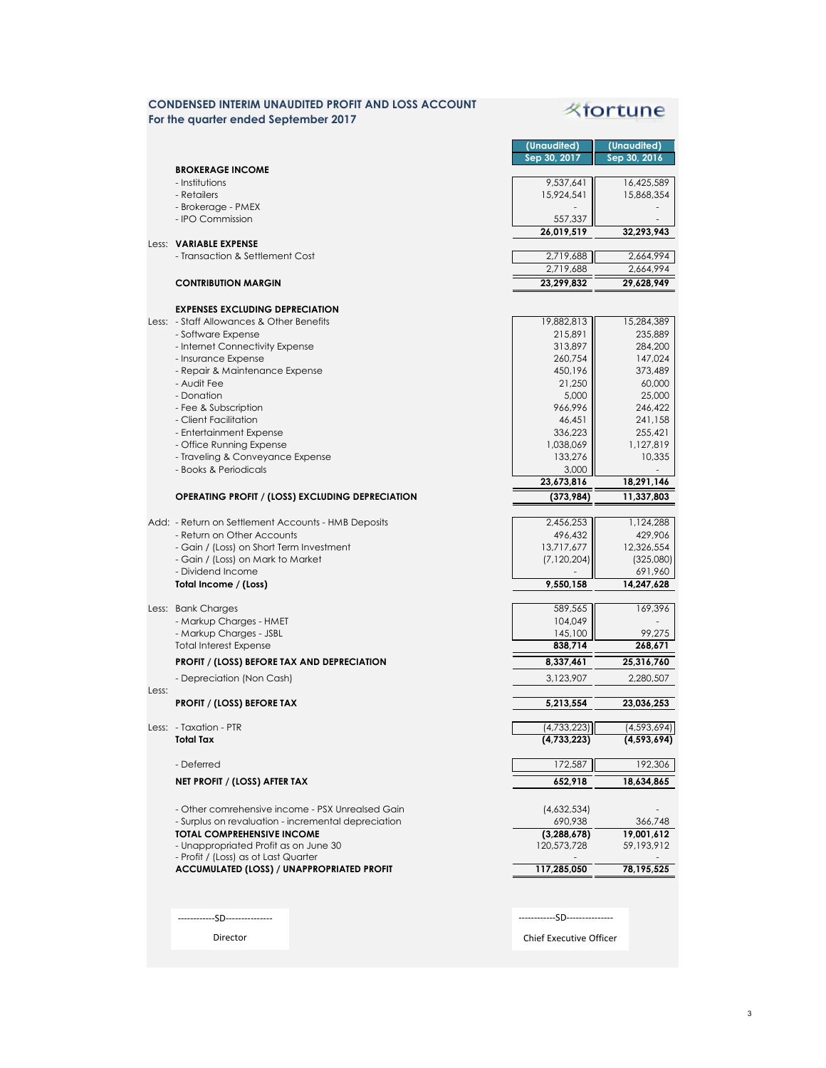## CONDENSED INTERIM UNAUDITED PROFIT AND LOSS ACCOUNT
### For the quarter ended September 2017

fortune

| | | (Unaudited) Sep 30, 2017 | (Unaudited) Sep 30, 2016 |
|---|---|---|---|
| | **BROKERAGE INCOME** | | |
| | - Institutions | 9,537,641 | 16,425,589 |
| | - Retailers | 15,924,541 | 15,868,354 |
| | - Brokerage - PMEX | - | - |
| | - IPO Commission | 557,337 | - |
| | | **26,019,519** | **32,293,943** |
| Less: | **VARIABLE EXPENSE** | | |
| | - Transaction & Settlement Cost | 2,719,688 | 2,664,994 |
| | | 2,719,688 | 2,664,994 |
| | **CONTRIBUTION MARGIN** | **23,299,832** | **29,628,949** |
| | **EXPENSES EXCLUDING DEPRECIATION** | | |
| Less: | - Staff Allowances & Other Benefits | 19,882,813 | 15,284,389 |
| | - Software Expense | 215,891 | 235,889 |
| | - Internet Connectivity Expense | 313,897 | 284,200 |
| | - Insurance Expense | 260,754 | 147,024 |
| | - Repair & Maintenance Expense | 450,196 | 373,489 |
| | - Audit Fee | 21,250 | 60,000 |
| | - Donation | 5,000 | 25,000 |
| | - Fee & Subscription | 966,996 | 246,422 |
| | - Client Facilitation | 46,451 | 241,158 |
| | - Entertainment Expense | 336,223 | 255,421 |
| | - Office Running Expense | 1,038,069 | 1,127,819 |
| | - Traveling & Conveyance Expense | 133,276 | 10,335 |
| | - Books & Periodicals | 3,000 | - |
| | | **23,673,816** | **18,291,146** |
| | **OPERATING PROFIT / (LOSS) EXCLUDING DEPRECIATION** | **(373,984)** | **11,337,803** |
| Add: | - Return on Settlement Accounts - HMB Deposits | 2,456,253 | 1,124,288 |
| | - Return on Other Accounts | 496,432 | 429,906 |
| | - Gain / (Loss) on Short Term Investment | 13,717,677 | 12,326,554 |
| | - Gain / (Loss) on Mark to Market | (7,120,204) | (325,080) |
| | - Dividend Income | - | 691,960 |
| | **Total Income / (Loss)** | **9,550,158** | **14,247,628** |
| Less: | Bank Charges | 589,565 | 169,396 |
| | - Markup Charges - HMET | 104,049 | - |
| | - Markup Charges - JSBL | 145,100 | 99,275 |
| | Total Interest Expense | **838,714** | **268,671** |
| | **PROFIT / (LOSS) BEFORE TAX AND DEPRECIATION** | **8,337,461** | **25,316,760** |
| Less: | - Depreciation (Non Cash) | 3,123,907 | 2,280,507 |
| | **PROFIT / (LOSS) BEFORE TAX** | **5,213,554** | **23,036,253** |
| Less: | - Taxation - PTR | (4,733,223) | (4,593,694) |
| | **Total Tax** | **(4,733,223)** | **(4,593,694)** |
| | - Deferred | 172,587 | 192,306 |
| | **NET PROFIT / (LOSS) AFTER TAX** | **652,918** | **18,634,865** |
| | - Other comrehensive income - PSX Unrealsed Gain | (4,632,534) | - |
| | - Surplus on revaluation - incremental depreciation | 690,938 | 366,748 |
| | **TOTAL COMPREHENSIVE INCOME** | **(3,288,678)** | **19,001,612** |
| | - Unappropriated Profit as on June 30 | 120,573,728 | 59,193,912 |
| | - Profit / (Loss) as of Last Quarter | - | - |
| | **ACCUMULATED (LOSS) / UNAPPROPRIATED PROFIT** | **117,285,050** | **78,195,525** |

------------SD--------------
Director

------------SD--------------
Chief Executive Officer